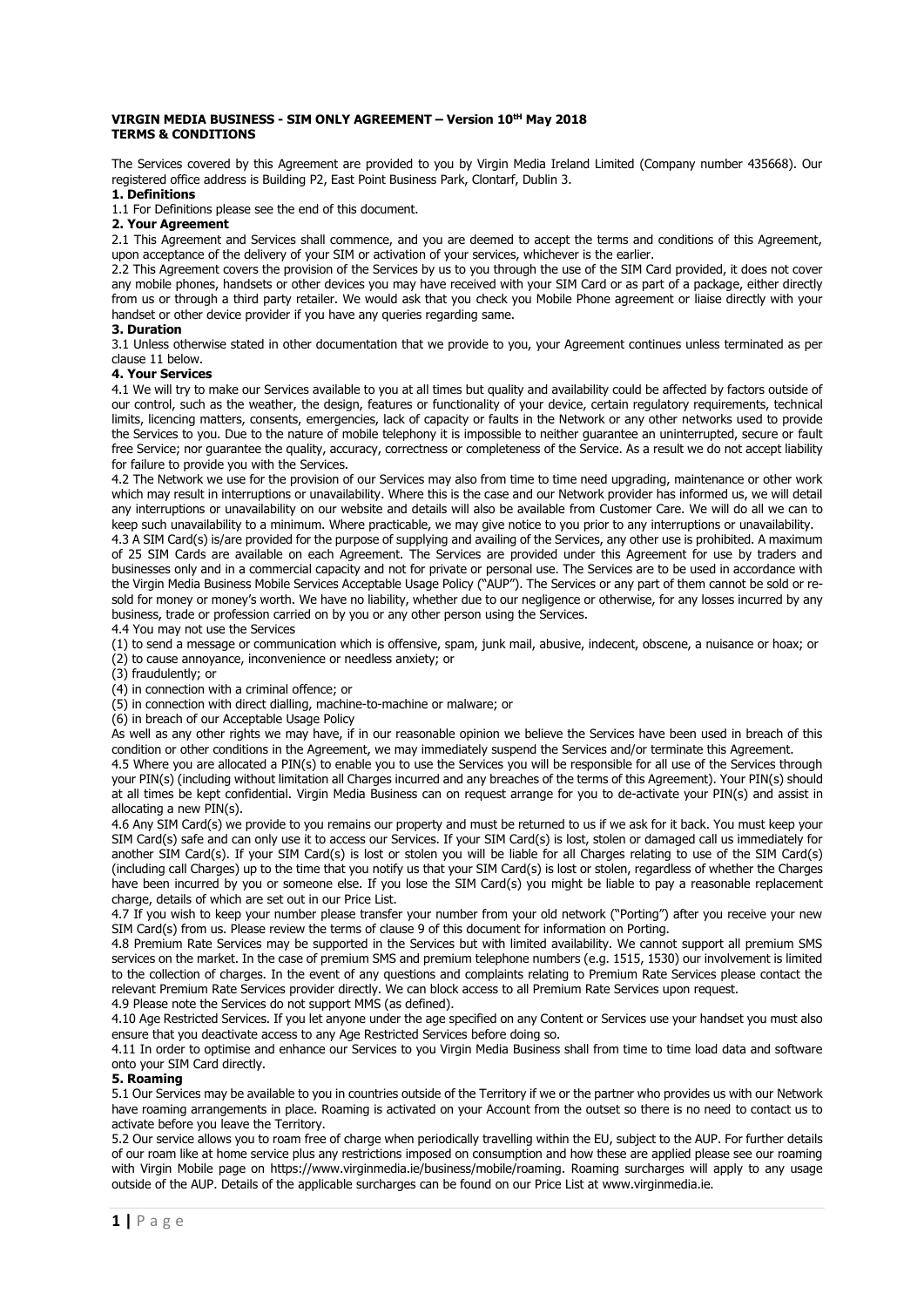**VIRGIN MEDIA BUSINESS - SIM ONLY AGREEMENT – Version 10[tH] May 2018**
**TERMS & CONDITIONS**

The Services covered by this Agreement are provided to you by Virgin Media Ireland Limited (Company number 435668). Our registered office address is Building P2, East Point Business Park, Clontarf, Dublin 3.

**1. Definitions**

1.1 For Definitions please see the end of this document.

**2. Your Agreement**

2.1 This Agreement and Services shall commence, and you are deemed to accept the terms and conditions of this Agreement, upon acceptance of the delivery of your SIM or activation of your services, whichever is the earlier.

2.2 This Agreement covers the provision of the Services by us to you through the use of the SIM Card provided, it does not cover any mobile phones, handsets or other devices you may have received with your SIM Card or as part of a package, either directly from us or through a third party retailer. We would ask that you check you Mobile Phone agreement or liaise directly with your handset or other device provider if you have any queries regarding same.

**3. Duration**

3.1 Unless otherwise stated in other documentation that we provide to you, your Agreement continues unless terminated as per clause 11 below.

**4. Your Services**

4.1 We will try to make our Services available to you at all times but quality and availability could be affected by factors outside of our control, such as the weather, the design, features or functionality of your device, certain regulatory requirements, technical limits, licencing matters, consents, emergencies, lack of capacity or faults in the Network or any other networks used to provide the Services to you. Due to the nature of mobile telephony it is impossible to neither guarantee an uninterrupted, secure or fault free Service; nor guarantee the quality, accuracy, correctness or completeness of the Service. As a result we do not accept liability for failure to provide you with the Services.

4.2 The Network we use for the provision of our Services may also from time to time need upgrading, maintenance or other work which may result in interruptions or unavailability. Where this is the case and our Network provider has informed us, we will detail any interruptions or unavailability on our website and details will also be available from Customer Care. We will do all we can to keep such unavailability to a minimum. Where practicable, we may give notice to you prior to any interruptions or unavailability.

4.3 A SIM Card(s) is/are provided for the purpose of supplying and availing of the Services, any other use is prohibited. A maximum of 25 SIM Cards are available on each Agreement. The Services are provided under this Agreement for use by traders and businesses only and in a commercial capacity and not for private or personal use. The Services are to be used in accordance with the Virgin Media Business Mobile Services Acceptable Usage Policy ("AUP"). The Services or any part of them cannot be sold or re-sold for money or money's worth. We have no liability, whether due to our negligence or otherwise, for any losses incurred by any business, trade or profession carried on by you or any other person using the Services.

4.4 You may not use the Services

(1) to send a message or communication which is offensive, spam, junk mail, abusive, indecent, obscene, a nuisance or hoax; or

(2) to cause annoyance, inconvenience or needless anxiety; or

(3) fraudulently; or

(4) in connection with a criminal offence; or

(5) in connection with direct dialling, machine-to-machine or malware; or

(6) in breach of our Acceptable Usage Policy

As well as any other rights we may have, if in our reasonable opinion we believe the Services have been used in breach of this condition or other conditions in the Agreement, we may immediately suspend the Services and/or terminate this Agreement.

4.5 Where you are allocated a PIN(s) to enable you to use the Services you will be responsible for all use of the Services through your PIN(s) (including without limitation all Charges incurred and any breaches of the terms of this Agreement). Your PIN(s) should at all times be kept confidential. Virgin Media Business can on request arrange for you to de-activate your PIN(s) and assist in allocating a new PIN(s).

4.6 Any SIM Card(s) we provide to you remains our property and must be returned to us if we ask for it back. You must keep your SIM Card(s) safe and can only use it to access our Services. If your SIM Card(s) is lost, stolen or damaged call us immediately for another SIM Card(s). If your SIM Card(s) is lost or stolen you will be liable for all Charges relating to use of the SIM Card(s) (including call Charges) up to the time that you notify us that your SIM Card(s) is lost or stolen, regardless of whether the Charges have been incurred by you or someone else. If you lose the SIM Card(s) you might be liable to pay a reasonable replacement charge, details of which are set out in our Price List.

4.7 If you wish to keep your number please transfer your number from your old network ("Porting") after you receive your new SIM Card(s) from us. Please review the terms of clause 9 of this document for information on Porting.

4.8 Premium Rate Services may be supported in the Services but with limited availability. We cannot support all premium SMS services on the market. In the case of premium SMS and premium telephone numbers (e.g. 1515, 1530) our involvement is limited to the collection of charges. In the event of any questions and complaints relating to Premium Rate Services please contact the relevant Premium Rate Services provider directly. We can block access to all Premium Rate Services upon request.

4.9 Please note the Services do not support MMS (as defined).

4.10 Age Restricted Services. If you let anyone under the age specified on any Content or Services use your handset you must also ensure that you deactivate access to any Age Restricted Services before doing so.

4.11 In order to optimise and enhance our Services to you Virgin Media Business shall from time to time load data and software onto your SIM Card directly.

**5. Roaming**

5.1 Our Services may be available to you in countries outside of the Territory if we or the partner who provides us with our Network have roaming arrangements in place. Roaming is activated on your Account from the outset so there is no need to contact us to activate before you leave the Territory.

5.2 Our service allows you to roam free of charge when periodically travelling within the EU, subject to the AUP. For further details of our roam like at home service plus any restrictions imposed on consumption and how these are applied please see our roaming with Virgin Mobile page on https://www.virginmedia.ie/business/mobile/roaming. Roaming surcharges will apply to any usage outside of the AUP. Details of the applicable surcharges can be found on our Price List at www.virginmedia.ie.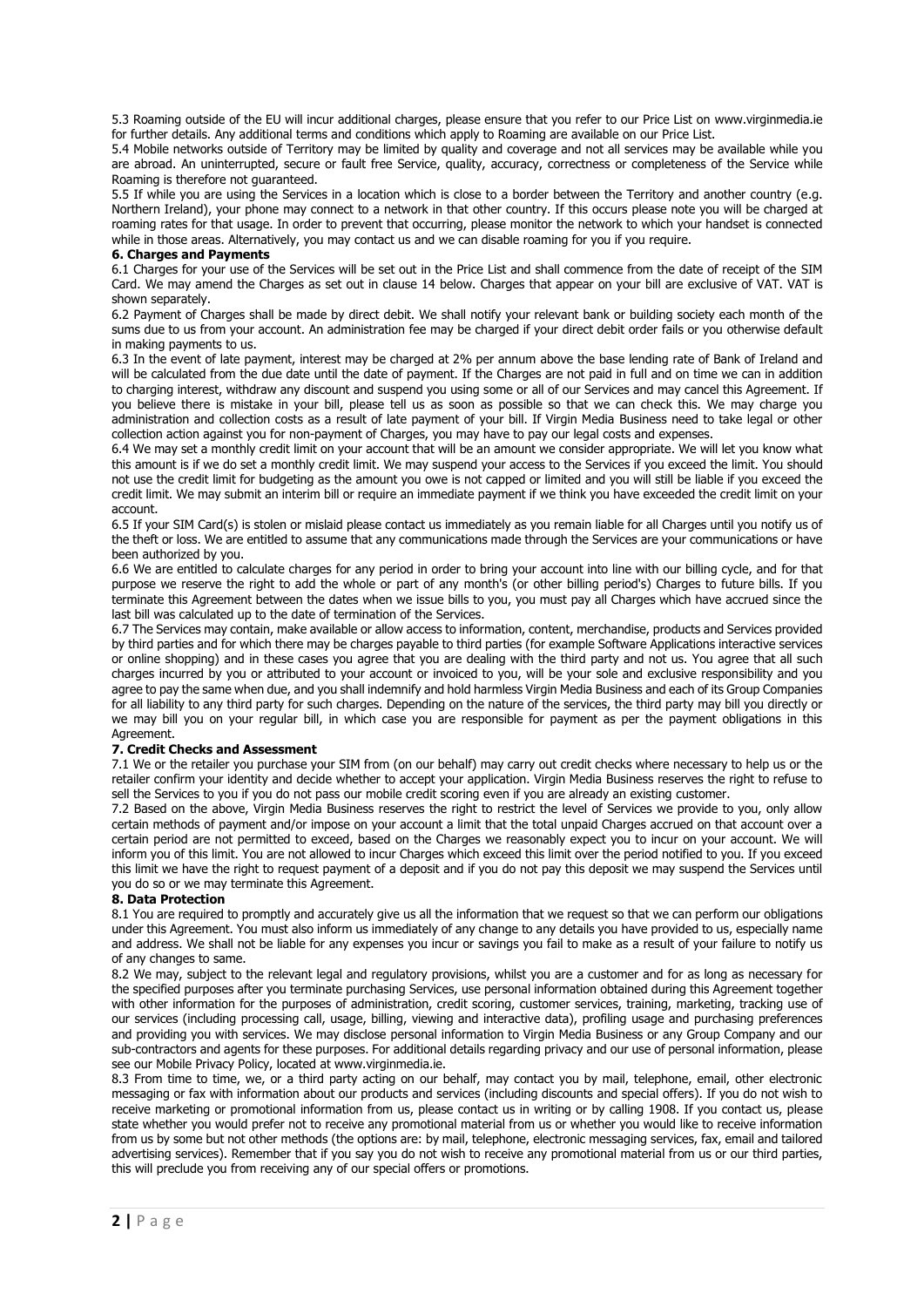5.3 Roaming outside of the EU will incur additional charges, please ensure that you refer to our Price List on www.virginmedia.ie for further details. Any additional terms and conditions which apply to Roaming are available on our Price List.

5.4 Mobile networks outside of Territory may be limited by quality and coverage and not all services may be available while you are abroad. An uninterrupted, secure or fault free Service, quality, accuracy, correctness or completeness of the Service while Roaming is therefore not guaranteed.

5.5 If while you are using the Services in a location which is close to a border between the Territory and another country (e.g. Northern Ireland), your phone may connect to a network in that other country. If this occurs please note you will be charged at roaming rates for that usage. In order to prevent that occurring, please monitor the network to which your handset is connected while in those areas. Alternatively, you may contact us and we can disable roaming for you if you require.

**6. Charges and Payments**

6.1 Charges for your use of the Services will be set out in the Price List and shall commence from the date of receipt of the SIM Card. We may amend the Charges as set out in clause 14 below. Charges that appear on your bill are exclusive of VAT. VAT is shown separately.

6.2 Payment of Charges shall be made by direct debit. We shall notify your relevant bank or building society each month of the sums due to us from your account. An administration fee may be charged if your direct debit order fails or you otherwise default in making payments to us.

6.3 In the event of late payment, interest may be charged at 2% per annum above the base lending rate of Bank of Ireland and will be calculated from the due date until the date of payment. If the Charges are not paid in full and on time we can in addition to charging interest, withdraw any discount and suspend you using some or all of our Services and may cancel this Agreement. If you believe there is mistake in your bill, please tell us as soon as possible so that we can check this. We may charge you administration and collection costs as a result of late payment of your bill. If Virgin Media Business need to take legal or other collection action against you for non-payment of Charges, you may have to pay our legal costs and expenses.

6.4 We may set a monthly credit limit on your account that will be an amount we consider appropriate. We will let you know what this amount is if we do set a monthly credit limit. We may suspend your access to the Services if you exceed the limit. You should not use the credit limit for budgeting as the amount you owe is not capped or limited and you will still be liable if you exceed the credit limit. We may submit an interim bill or require an immediate payment if we think you have exceeded the credit limit on your account.

6.5 If your SIM Card(s) is stolen or mislaid please contact us immediately as you remain liable for all Charges until you notify us of the theft or loss. We are entitled to assume that any communications made through the Services are your communications or have been authorized by you.

6.6 We are entitled to calculate charges for any period in order to bring your account into line with our billing cycle, and for that purpose we reserve the right to add the whole or part of any month's (or other billing period's) Charges to future bills. If you terminate this Agreement between the dates when we issue bills to you, you must pay all Charges which have accrued since the last bill was calculated up to the date of termination of the Services.

6.7 The Services may contain, make available or allow access to information, content, merchandise, products and Services provided by third parties and for which there may be charges payable to third parties (for example Software Applications interactive services or online shopping) and in these cases you agree that you are dealing with the third party and not us. You agree that all such charges incurred by you or attributed to your account or invoiced to you, will be your sole and exclusive responsibility and you agree to pay the same when due, and you shall indemnify and hold harmless Virgin Media Business and each of its Group Companies for all liability to any third party for such charges. Depending on the nature of the services, the third party may bill you directly or we may bill you on your regular bill, in which case you are responsible for payment as per the payment obligations in this Agreement.

**7. Credit Checks and Assessment**

7.1 We or the retailer you purchase your SIM from (on our behalf) may carry out credit checks where necessary to help us or the retailer confirm your identity and decide whether to accept your application. Virgin Media Business reserves the right to refuse to sell the Services to you if you do not pass our mobile credit scoring even if you are already an existing customer.

7.2 Based on the above, Virgin Media Business reserves the right to restrict the level of Services we provide to you, only allow certain methods of payment and/or impose on your account a limit that the total unpaid Charges accrued on that account over a certain period are not permitted to exceed, based on the Charges we reasonably expect you to incur on your account. We will inform you of this limit. You are not allowed to incur Charges which exceed this limit over the period notified to you. If you exceed this limit we have the right to request payment of a deposit and if you do not pay this deposit we may suspend the Services until you do so or we may terminate this Agreement.

**8. Data Protection**

8.1 You are required to promptly and accurately give us all the information that we request so that we can perform our obligations under this Agreement. You must also inform us immediately of any change to any details you have provided to us, especially name and address. We shall not be liable for any expenses you incur or savings you fail to make as a result of your failure to notify us of any changes to same.

8.2 We may, subject to the relevant legal and regulatory provisions, whilst you are a customer and for as long as necessary for the specified purposes after you terminate purchasing Services, use personal information obtained during this Agreement together with other information for the purposes of administration, credit scoring, customer services, training, marketing, tracking use of our services (including processing call, usage, billing, viewing and interactive data), profiling usage and purchasing preferences and providing you with services. We may disclose personal information to Virgin Media Business or any Group Company and our sub-contractors and agents for these purposes. For additional details regarding privacy and our use of personal information, please see our Mobile Privacy Policy, located at www.virginmedia.ie.

8.3 From time to time, we, or a third party acting on our behalf, may contact you by mail, telephone, email, other electronic messaging or fax with information about our products and services (including discounts and special offers). If you do not wish to receive marketing or promotional information from us, please contact us in writing or by calling 1908. If you contact us, please state whether you would prefer not to receive any promotional material from us or whether you would like to receive information from us by some but not other methods (the options are: by mail, telephone, electronic messaging services, fax, email and tailored advertising services). Remember that if you say you do not wish to receive any promotional material from us or our third parties, this will preclude you from receiving any of our special offers or promotions.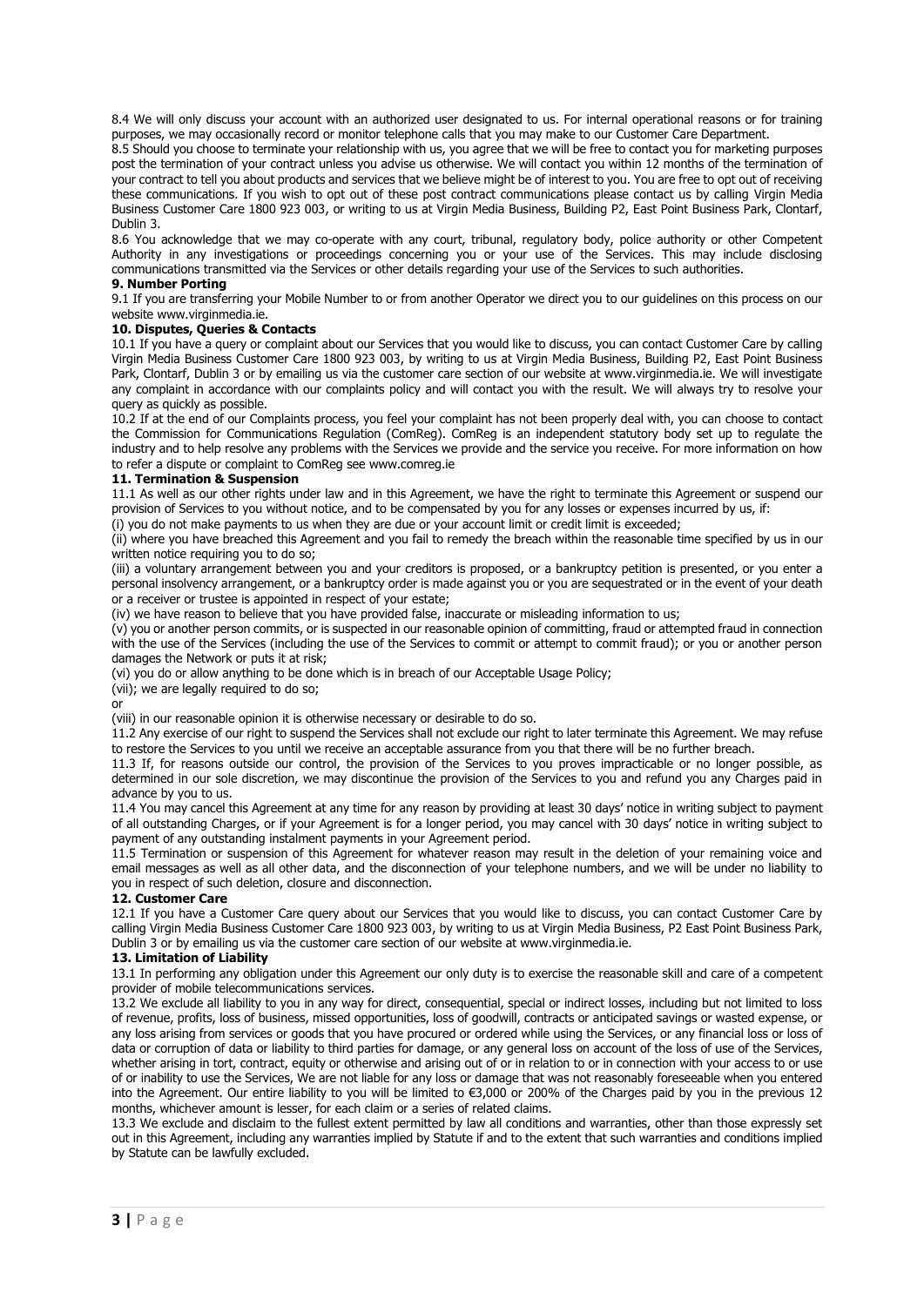8.4 We will only discuss your account with an authorized user designated to us. For internal operational reasons or for training purposes, we may occasionally record or monitor telephone calls that you may make to our Customer Care Department.

8.5 Should you choose to terminate your relationship with us, you agree that we will be free to contact you for marketing purposes post the termination of your contract unless you advise us otherwise. We will contact you within 12 months of the termination of your contract to tell you about products and services that we believe might be of interest to you. You are free to opt out of receiving these communications. If you wish to opt out of these post contract communications please contact us by calling Virgin Media Business Customer Care 1800 923 003, or writing to us at Virgin Media Business, Building P2, East Point Business Park, Clontarf, Dublin 3.

8.6 You acknowledge that we may co-operate with any court, tribunal, regulatory body, police authority or other Competent Authority in any investigations or proceedings concerning you or your use of the Services. This may include disclosing communications transmitted via the Services or other details regarding your use of the Services to such authorities.

**9. Number Porting**

9.1 If you are transferring your Mobile Number to or from another Operator we direct you to our guidelines on this process on our website www.virginmedia.ie.

**10. Disputes, Queries & Contacts**

10.1 If you have a query or complaint about our Services that you would like to discuss, you can contact Customer Care by calling Virgin Media Business Customer Care 1800 923 003, by writing to us at Virgin Media Business, Building P2, East Point Business Park, Clontarf, Dublin 3 or by emailing us via the customer care section of our website at www.virginmedia.ie. We will investigate any complaint in accordance with our complaints policy and will contact you with the result. We will always try to resolve your query as quickly as possible.

10.2 If at the end of our Complaints process, you feel your complaint has not been properly deal with, you can choose to contact the Commission for Communications Regulation (ComReg). ComReg is an independent statutory body set up to regulate the industry and to help resolve any problems with the Services we provide and the service you receive. For more information on how to refer a dispute or complaint to ComReg see www.comreg.ie

**11. Termination & Suspension**

11.1 As well as our other rights under law and in this Agreement, we have the right to terminate this Agreement or suspend our provision of Services to you without notice, and to be compensated by you for any losses or expenses incurred by us, if:

(i) you do not make payments to us when they are due or your account limit or credit limit is exceeded;

(ii) where you have breached this Agreement and you fail to remedy the breach within the reasonable time specified by us in our written notice requiring you to do so;

(iii) a voluntary arrangement between you and your creditors is proposed, or a bankruptcy petition is presented, or you enter a personal insolvency arrangement, or a bankruptcy order is made against you or you are sequestrated or in the event of your death or a receiver or trustee is appointed in respect of your estate;

(iv) we have reason to believe that you have provided false, inaccurate or misleading information to us;

(v) you or another person commits, or is suspected in our reasonable opinion of committing, fraud or attempted fraud in connection with the use of the Services (including the use of the Services to commit or attempt to commit fraud); or you or another person damages the Network or puts it at risk;

(vi) you do or allow anything to be done which is in breach of our Acceptable Usage Policy;

(vii); we are legally required to do so;

or

(viii) in our reasonable opinion it is otherwise necessary or desirable to do so.

11.2 Any exercise of our right to suspend the Services shall not exclude our right to later terminate this Agreement. We may refuse to restore the Services to you until we receive an acceptable assurance from you that there will be no further breach.

11.3 If, for reasons outside our control, the provision of the Services to you proves impracticable or no longer possible, as determined in our sole discretion, we may discontinue the provision of the Services to you and refund you any Charges paid in advance by you to us.

11.4 You may cancel this Agreement at any time for any reason by providing at least 30 days' notice in writing subject to payment of all outstanding Charges, or if your Agreement is for a longer period, you may cancel with 30 days' notice in writing subject to payment of any outstanding instalment payments in your Agreement period.

11.5 Termination or suspension of this Agreement for whatever reason may result in the deletion of your remaining voice and email messages as well as all other data, and the disconnection of your telephone numbers, and we will be under no liability to you in respect of such deletion, closure and disconnection.

**12. Customer Care**

12.1 If you have a Customer Care query about our Services that you would like to discuss, you can contact Customer Care by calling Virgin Media Business Customer Care 1800 923 003, by writing to us at Virgin Media Business, P2 East Point Business Park, Dublin 3 or by emailing us via the customer care section of our website at www.virginmedia.ie.

**13. Limitation of Liability**

13.1 In performing any obligation under this Agreement our only duty is to exercise the reasonable skill and care of a competent provider of mobile telecommunications services.

13.2 We exclude all liability to you in any way for direct, consequential, special or indirect losses, including but not limited to loss of revenue, profits, loss of business, missed opportunities, loss of goodwill, contracts or anticipated savings or wasted expense, or any loss arising from services or goods that you have procured or ordered while using the Services, or any financial loss or loss of data or corruption of data or liability to third parties for damage, or any general loss on account of the loss of use of the Services, whether arising in tort, contract, equity or otherwise and arising out of or in relation to or in connection with your access to or use of or inability to use the Services, We are not liable for any loss or damage that was not reasonably foreseeable when you entered into the Agreement. Our entire liability to you will be limited to €3,000 or 200% of the Charges paid by you in the previous 12 months, whichever amount is lesser, for each claim or a series of related claims.

13.3 We exclude and disclaim to the fullest extent permitted by law all conditions and warranties, other than those expressly set out in this Agreement, including any warranties implied by Statute if and to the extent that such warranties and conditions implied by Statute can be lawfully excluded.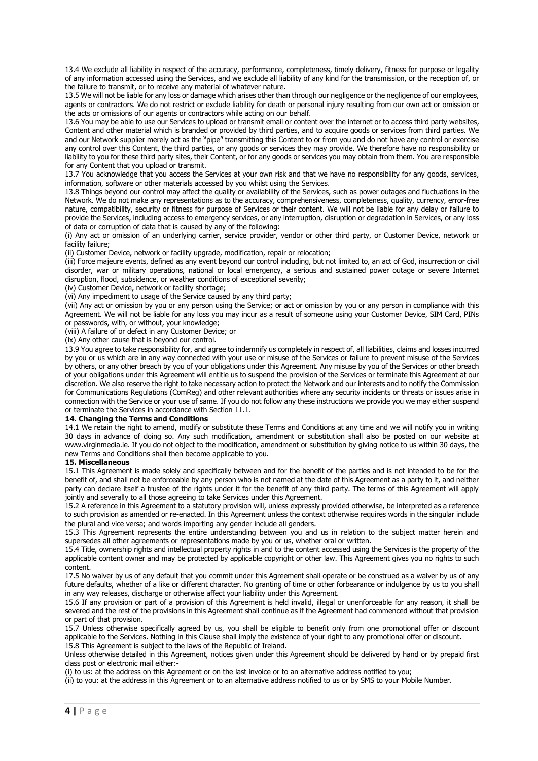13.4 We exclude all liability in respect of the accuracy, performance, completeness, timely delivery, fitness for purpose or legality of any information accessed using the Services, and we exclude all liability of any kind for the transmission, or the reception of, or the failure to transmit, or to receive any material of whatever nature.

13.5 We will not be liable for any loss or damage which arises other than through our negligence or the negligence of our employees, agents or contractors. We do not restrict or exclude liability for death or personal injury resulting from our own act or omission or the acts or omissions of our agents or contractors while acting on our behalf.

13.6 You may be able to use our Services to upload or transmit email or content over the internet or to access third party websites, Content and other material which is branded or provided by third parties, and to acquire goods or services from third parties. We and our Network supplier merely act as the "pipe" transmitting this Content to or from you and do not have any control or exercise any control over this Content, the third parties, or any goods or services they may provide. We therefore have no responsibility or liability to you for these third party sites, their Content, or for any goods or services you may obtain from them. You are responsible for any Content that you upload or transmit.

13.7 You acknowledge that you access the Services at your own risk and that we have no responsibility for any goods, services, information, software or other materials accessed by you whilst using the Services.

13.8 Things beyond our control may affect the quality or availability of the Services, such as power outages and fluctuations in the Network. We do not make any representations as to the accuracy, comprehensiveness, completeness, quality, currency, error-free nature, compatibility, security or fitness for purpose of Services or their content. We will not be liable for any delay or failure to provide the Services, including access to emergency services, or any interruption, disruption or degradation in Services, or any loss of data or corruption of data that is caused by any of the following:

(i) Any act or omission of an underlying carrier, service provider, vendor or other third party, or Customer Device, network or facility failure;

(ii) Customer Device, network or facility upgrade, modification, repair or relocation;

(iii) Force majeure events, defined as any event beyond our control including, but not limited to, an act of God, insurrection or civil disorder, war or military operations, national or local emergency, a serious and sustained power outage or severe Internet disruption, flood, subsidence, or weather conditions of exceptional severity;

(iv) Customer Device, network or facility shortage;

(vi) Any impediment to usage of the Service caused by any third party;

(vii) Any act or omission by you or any person using the Service; or act or omission by you or any person in compliance with this Agreement. We will not be liable for any loss you may incur as a result of someone using your Customer Device, SIM Card, PINs or passwords, with, or without, your knowledge;

(viii) A failure of or defect in any Customer Device; or

(ix) Any other cause that is beyond our control.

13.9 You agree to take responsibility for, and agree to indemnify us completely in respect of, all liabilities, claims and losses incurred by you or us which are in any way connected with your use or misuse of the Services or failure to prevent misuse of the Services by others, or any other breach by you of your obligations under this Agreement. Any misuse by you of the Services or other breach of your obligations under this Agreement will entitle us to suspend the provision of the Services or terminate this Agreement at our discretion. We also reserve the right to take necessary action to protect the Network and our interests and to notify the Commission for Communications Regulations (ComReg) and other relevant authorities where any security incidents or threats or issues arise in connection with the Service or your use of same. If you do not follow any these instructions we provide you we may either suspend or terminate the Services in accordance with Section 11.1.

**14. Changing the Terms and Conditions**

14.1 We retain the right to amend, modify or substitute these Terms and Conditions at any time and we will notify you in writing 30 days in advance of doing so. Any such modification, amendment or substitution shall also be posted on our website at www.virginmedia.ie. If you do not object to the modification, amendment or substitution by giving notice to us within 30 days, the new Terms and Conditions shall then become applicable to you.

**15. Miscellaneous**

15.1 This Agreement is made solely and specifically between and for the benefit of the parties and is not intended to be for the benefit of, and shall not be enforceable by any person who is not named at the date of this Agreement as a party to it, and neither party can declare itself a trustee of the rights under it for the benefit of any third party. The terms of this Agreement will apply jointly and severally to all those agreeing to take Services under this Agreement.

15.2 A reference in this Agreement to a statutory provision will, unless expressly provided otherwise, be interpreted as a reference to such provision as amended or re-enacted. In this Agreement unless the context otherwise requires words in the singular include the plural and vice versa; and words importing any gender include all genders.

15.3 This Agreement represents the entire understanding between you and us in relation to the subject matter herein and supersedes all other agreements or representations made by you or us, whether oral or written.

15.4 Title, ownership rights and intellectual property rights in and to the content accessed using the Services is the property of the applicable content owner and may be protected by applicable copyright or other law. This Agreement gives you no rights to such content.

17.5 No waiver by us of any default that you commit under this Agreement shall operate or be construed as a waiver by us of any future defaults, whether of a like or different character. No granting of time or other forbearance or indulgence by us to you shall in any way releases, discharge or otherwise affect your liability under this Agreement.

15.6 If any provision or part of a provision of this Agreement is held invalid, illegal or unenforceable for any reason, it shall be severed and the rest of the provisions in this Agreement shall continue as if the Agreement had commenced without that provision or part of that provision.

15.7 Unless otherwise specifically agreed by us, you shall be eligible to benefit only from one promotional offer or discount applicable to the Services. Nothing in this Clause shall imply the existence of your right to any promotional offer or discount.

15.8 This Agreement is subject to the laws of the Republic of Ireland.

Unless otherwise detailed in this Agreement, notices given under this Agreement should be delivered by hand or by prepaid first class post or electronic mail either:-

(i) to us: at the address on this Agreement or on the last invoice or to an alternative address notified to you;

(ii) to you: at the address in this Agreement or to an alternative address notified to us or by SMS to your Mobile Number.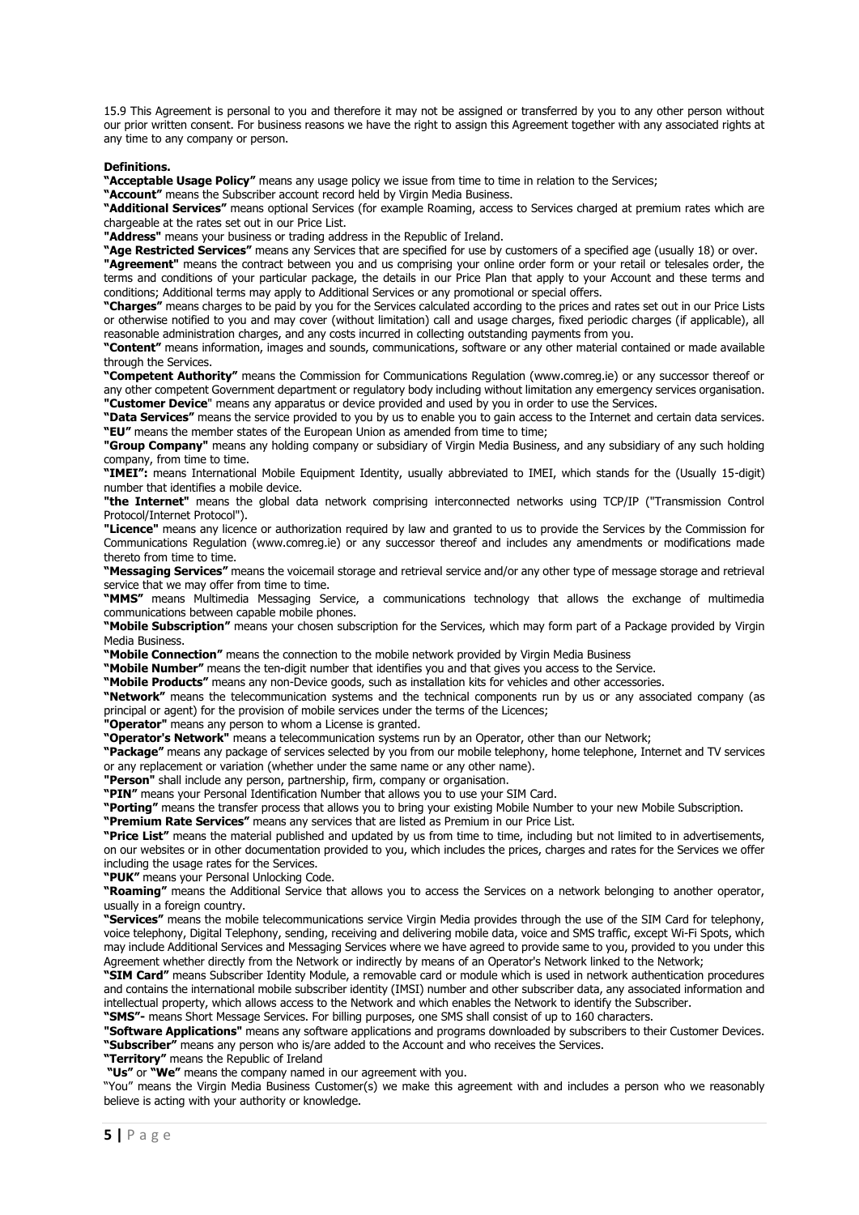15.9 This Agreement is personal to you and therefore it may not be assigned or transferred by you to any other person without our prior written consent. For business reasons we have the right to assign this Agreement together with any associated rights at any time to any company or person.

**Definitions.**

**"Acceptable Usage Policy"** means any usage policy we issue from time to time in relation to the Services;

**"Account"** means the Subscriber account record held by Virgin Media Business.

**"Additional Services"** means optional Services (for example Roaming, access to Services charged at premium rates which are chargeable at the rates set out in our Price List.

**"Address"** means your business or trading address in the Republic of Ireland.

**"Age Restricted Services"** means any Services that are specified for use by customers of a specified age (usually 18) or over.

**"Agreement"** means the contract between you and us comprising your online order form or your retail or telesales order, the terms and conditions of your particular package, the details in our Price Plan that apply to your Account and these terms and conditions; Additional terms may apply to Additional Services or any promotional or special offers.

**"Charges"** means charges to be paid by you for the Services calculated according to the prices and rates set out in our Price Lists or otherwise notified to you and may cover (without limitation) call and usage charges, fixed periodic charges (if applicable), all reasonable administration charges, and any costs incurred in collecting outstanding payments from you.

**"Content"** means information, images and sounds, communications, software or any other material contained or made available through the Services.

**"Competent Authority"** means the Commission for Communications Regulation (www.comreg.ie) or any successor thereof or any other competent Government department or regulatory body including without limitation any emergency services organisation.

**"Customer Device"** means any apparatus or device provided and used by you in order to use the Services.

**"Data Services"** means the service provided to you by us to enable you to gain access to the Internet and certain data services.

**"EU"** means the member states of the European Union as amended from time to time;

**"Group Company"** means any holding company or subsidiary of Virgin Media Business, and any subsidiary of any such holding company, from time to time.

**"IMEI":** means International Mobile Equipment Identity, usually abbreviated to IMEI, which stands for the (Usually 15-digit) number that identifies a mobile device.

**"the Internet"** means the global data network comprising interconnected networks using TCP/IP ("Transmission Control Protocol/Internet Protocol").

**"Licence"** means any licence or authorization required by law and granted to us to provide the Services by the Commission for Communications Regulation (www.comreg.ie) or any successor thereof and includes any amendments or modifications made thereto from time to time.

**"Messaging Services"** means the voicemail storage and retrieval service and/or any other type of message storage and retrieval service that we may offer from time to time.

**"MMS"** means Multimedia Messaging Service, a communications technology that allows the exchange of multimedia communications between capable mobile phones.

**"Mobile Subscription"** means your chosen subscription for the Services, which may form part of a Package provided by Virgin Media Business.

**"Mobile Connection"** means the connection to the mobile network provided by Virgin Media Business

**"Mobile Number"** means the ten-digit number that identifies you and that gives you access to the Service.

**"Mobile Products"** means any non-Device goods, such as installation kits for vehicles and other accessories.

**"Network"** means the telecommunication systems and the technical components run by us or any associated company (as principal or agent) for the provision of mobile services under the terms of the Licences;

**"Operator"** means any person to whom a License is granted.

**"Operator's Network"** means a telecommunication systems run by an Operator, other than our Network;

**"Package"** means any package of services selected by you from our mobile telephony, home telephone, Internet and TV services or any replacement or variation (whether under the same name or any other name).

**"Person"** shall include any person, partnership, firm, company or organisation.

**"PIN"** means your Personal Identification Number that allows you to use your SIM Card.

**"Porting"** means the transfer process that allows you to bring your existing Mobile Number to your new Mobile Subscription.

**"Premium Rate Services"** means any services that are listed as Premium in our Price List.

**"Price List"** means the material published and updated by us from time to time, including but not limited to in advertisements, on our websites or in other documentation provided to you, which includes the prices, charges and rates for the Services we offer including the usage rates for the Services.

**"PUK"** means your Personal Unlocking Code.

**"Roaming"** means the Additional Service that allows you to access the Services on a network belonging to another operator, usually in a foreign country.

**"Services"** means the mobile telecommunications service Virgin Media provides through the use of the SIM Card for telephony, voice telephony, Digital Telephony, sending, receiving and delivering mobile data, voice and SMS traffic, except Wi-Fi Spots, which may include Additional Services and Messaging Services where we have agreed to provide same to you, provided to you under this Agreement whether directly from the Network or indirectly by means of an Operator's Network linked to the Network;

**"SIM Card"** means Subscriber Identity Module, a removable card or module which is used in network authentication procedures and contains the international mobile subscriber identity (IMSI) number and other subscriber data, any associated information and intellectual property, which allows access to the Network and which enables the Network to identify the Subscriber.

**"SMS"-** means Short Message Services. For billing purposes, one SMS shall consist of up to 160 characters.

**"Software Applications"** means any software applications and programs downloaded by subscribers to their Customer Devices.

**"Subscriber"** means any person who is/are added to the Account and who receives the Services.

**"Territory"** means the Republic of Ireland

**"Us"** or **"We"** means the company named in our agreement with you.

"You" means the Virgin Media Business Customer(s) we make this agreement with and includes a person who we reasonably believe is acting with your authority or knowledge.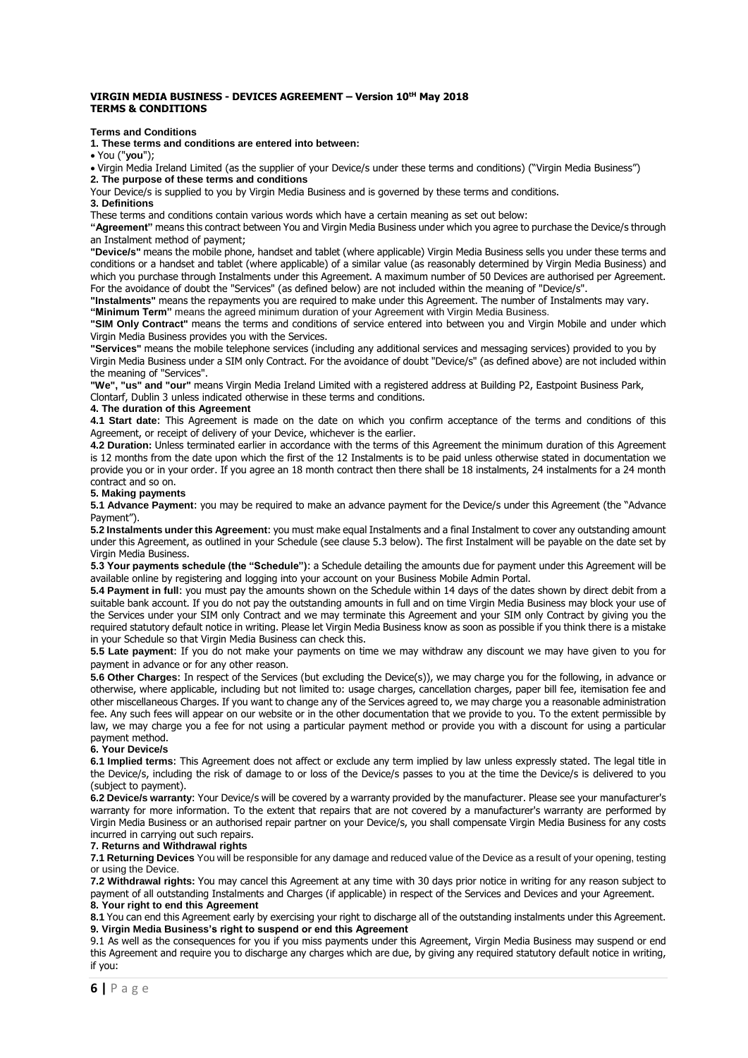**VIRGIN MEDIA BUSINESS - DEVICES AGREEMENT – Version 10[th] May 2018**
**TERMS & CONDITIONS**

**Terms and Conditions**

**1. These terms and conditions are entered into between:**

- You ("**you**");
- Virgin Media Ireland Limited (as the supplier of your Device/s under these terms and conditions) ("Virgin Media Business")

**2. The purpose of these terms and conditions**

Your Device/s is supplied to you by Virgin Media Business and is governed by these terms and conditions.

**3. Definitions**

These terms and conditions contain various words which have a certain meaning as set out below:

**"Agreement"** means this contract between You and Virgin Media Business under which you agree to purchase the Device/s through an Instalment method of payment;

**"Device/s"** means the mobile phone, handset and tablet (where applicable) Virgin Media Business sells you under these terms and conditions or a handset and tablet (where applicable) of a similar value (as reasonably determined by Virgin Media Business) and which you purchase through Instalments under this Agreement. A maximum number of 50 Devices are authorised per Agreement. For the avoidance of doubt the "Services" (as defined below) are not included within the meaning of "Device/s".

**"Instalments"** means the repayments you are required to make under this Agreement. The number of Instalments may vary.

**"Minimum Term"** means the agreed minimum duration of your Agreement with Virgin Media Business.

**"SIM Only Contract"** means the terms and conditions of service entered into between you and Virgin Mobile and under which Virgin Media Business provides you with the Services.

**"Services"** means the mobile telephone services (including any additional services and messaging services) provided to you by Virgin Media Business under a SIM only Contract. For the avoidance of doubt "Device/s" (as defined above) are not included within the meaning of "Services".

**"We", "us" and "our"** means Virgin Media Ireland Limited with a registered address at Building P2, Eastpoint Business Park, Clontarf, Dublin 3 unless indicated otherwise in these terms and conditions.

**4. The duration of this Agreement**

**4.1 Start date**: This Agreement is made on the date on which you confirm acceptance of the terms and conditions of this Agreement, or receipt of delivery of your Device, whichever is the earlier.

**4.2 Duration:** Unless terminated earlier in accordance with the terms of this Agreement the minimum duration of this Agreement is 12 months from the date upon which the first of the 12 Instalments is to be paid unless otherwise stated in documentation we provide you or in your order. If you agree an 18 month contract then there shall be 18 instalments, 24 instalments for a 24 month contract and so on.

**5. Making payments**

**5.1 Advance Payment**: you may be required to make an advance payment for the Device/s under this Agreement (the "Advance Payment").

**5.2 Instalments under this Agreement**: you must make equal Instalments and a final Instalment to cover any outstanding amount under this Agreement, as outlined in your Schedule (see clause 5.3 below). The first Instalment will be payable on the date set by Virgin Media Business.

**5.3 Your payments schedule (the "Schedule")**: a Schedule detailing the amounts due for payment under this Agreement will be available online by registering and logging into your account on your Business Mobile Admin Portal.

**5.4 Payment in full**: you must pay the amounts shown on the Schedule within 14 days of the dates shown by direct debit from a suitable bank account. If you do not pay the outstanding amounts in full and on time Virgin Media Business may block your use of the Services under your SIM only Contract and we may terminate this Agreement and your SIM only Contract by giving you the required statutory default notice in writing. Please let Virgin Media Business know as soon as possible if you think there is a mistake in your Schedule so that Virgin Media Business can check this.

**5.5 Late payment**: If you do not make your payments on time we may withdraw any discount we may have given to you for payment in advance or for any other reason.

**5.6 Other Charges**: In respect of the Services (but excluding the Device(s)), we may charge you for the following, in advance or otherwise, where applicable, including but not limited to: usage charges, cancellation charges, paper bill fee, itemisation fee and other miscellaneous Charges. If you want to change any of the Services agreed to, we may charge you a reasonable administration fee. Any such fees will appear on our website or in the other documentation that we provide to you. To the extent permissible by law, we may charge you a fee for not using a particular payment method or provide you with a discount for using a particular payment method.

**6. Your Device/s**

**6.1 Implied terms**: This Agreement does not affect or exclude any term implied by law unless expressly stated. The legal title in the Device/s, including the risk of damage to or loss of the Device/s passes to you at the time the Device/s is delivered to you (subject to payment).

**6.2 Device/s warranty**: Your Device/s will be covered by a warranty provided by the manufacturer. Please see your manufacturer's warranty for more information. To the extent that repairs that are not covered by a manufacturer's warranty are performed by Virgin Media Business or an authorised repair partner on your Device/s, you shall compensate Virgin Media Business for any costs incurred in carrying out such repairs.

**7. Returns and Withdrawal rights**

**7.1 Returning Devices** You will be responsible for any damage and reduced value of the Device as a result of your opening, testing or using the Device.

**7.2 Withdrawal rights:** You may cancel this Agreement at any time with 30 days prior notice in writing for any reason subject to payment of all outstanding Instalments and Charges (if applicable) in respect of the Services and Devices and your Agreement.

**8. Your right to end this Agreement**

**8.1** You can end this Agreement early by exercising your right to discharge all of the outstanding instalments under this Agreement.

**9. Virgin Media Business's right to suspend or end this Agreement**

9.1 As well as the consequences for you if you miss payments under this Agreement, Virgin Media Business may suspend or end this Agreement and require you to discharge any charges which are due, by giving any required statutory default notice in writing, if you: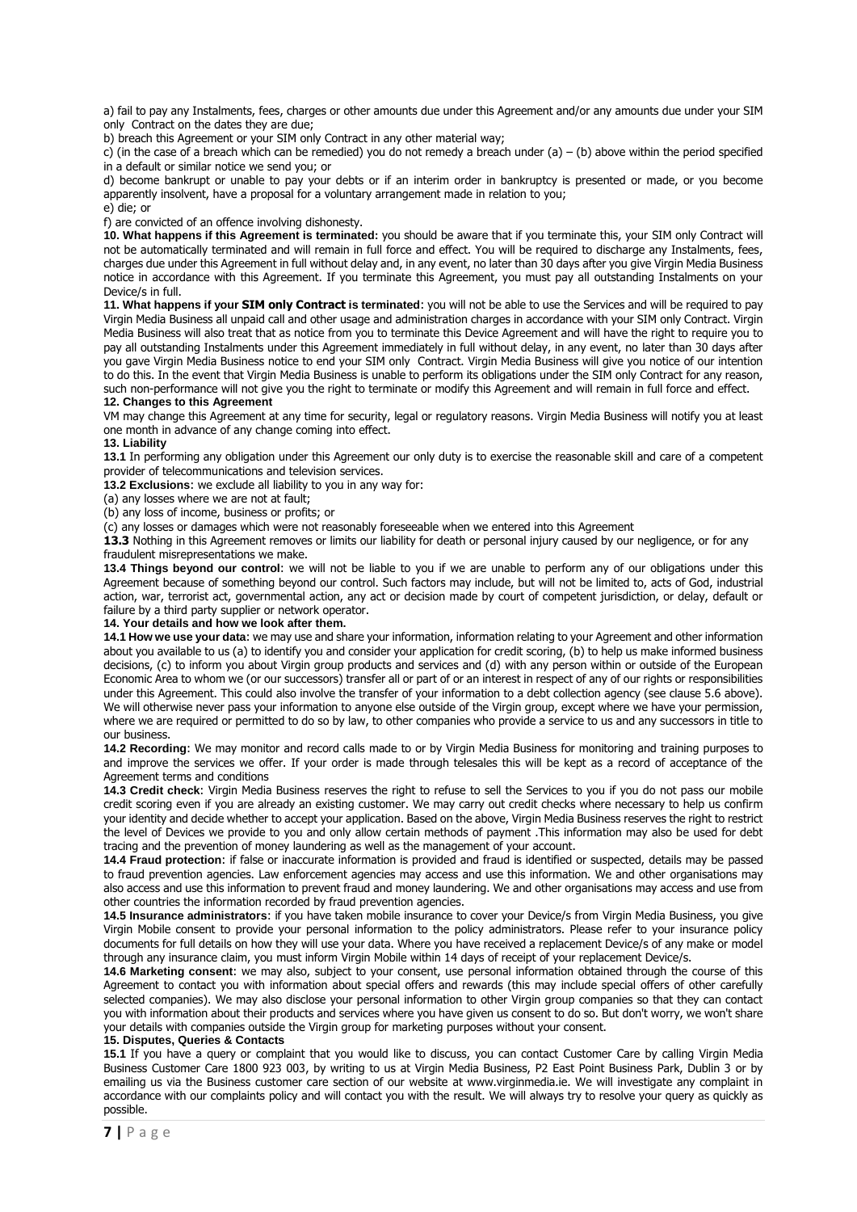a) fail to pay any Instalments, fees, charges or other amounts due under this Agreement and/or any amounts due under your SIM only Contract on the dates they are due;

b) breach this Agreement or your SIM only Contract in any other material way;

c) (in the case of a breach which can be remedied) you do not remedy a breach under (a) – (b) above within the period specified in a default or similar notice we send you; or

d) become bankrupt or unable to pay your debts or if an interim order in bankruptcy is presented or made, or you become apparently insolvent, have a proposal for a voluntary arrangement made in relation to you;

e) die; or

f) are convicted of an offence involving dishonesty.

**10. What happens if this Agreement is terminated:** you should be aware that if you terminate this, your SIM only Contract will not be automatically terminated and will remain in full force and effect. You will be required to discharge any Instalments, fees, charges due under this Agreement in full without delay and, in any event, no later than 30 days after you give Virgin Media Business notice in accordance with this Agreement. If you terminate this Agreement, you must pay all outstanding Instalments on your Device/s in full.

**11. What happens if your SIM only Contract is terminated**: you will not be able to use the Services and will be required to pay Virgin Media Business all unpaid call and other usage and administration charges in accordance with your SIM only Contract. Virgin Media Business will also treat that as notice from you to terminate this Device Agreement and will have the right to require you to pay all outstanding Instalments under this Agreement immediately in full without delay, in any event, no later than 30 days after you gave Virgin Media Business notice to end your SIM only Contract. Virgin Media Business will give you notice of our intention to do this. In the event that Virgin Media Business is unable to perform its obligations under the SIM only Contract for any reason, such non-performance will not give you the right to terminate or modify this Agreement and will remain in full force and effect.

**12. Changes to this Agreement**

VM may change this Agreement at any time for security, legal or regulatory reasons. Virgin Media Business will notify you at least one month in advance of any change coming into effect.

**13. Liability**

**13.1** In performing any obligation under this Agreement our only duty is to exercise the reasonable skill and care of a competent provider of telecommunications and television services.

**13.2 Exclusions**: we exclude all liability to you in any way for:

(a) any losses where we are not at fault;

(b) any loss of income, business or profits; or

(c) any losses or damages which were not reasonably foreseeable when we entered into this Agreement

**13.3** Nothing in this Agreement removes or limits our liability for death or personal injury caused by our negligence, or for any fraudulent misrepresentations we make.

**13.4 Things beyond our control**: we will not be liable to you if we are unable to perform any of our obligations under this Agreement because of something beyond our control. Such factors may include, but will not be limited to, acts of God, industrial action, war, terrorist act, governmental action, any act or decision made by court of competent jurisdiction, or delay, default or failure by a third party supplier or network operator.

**14. Your details and how we look after them.**

**14.1 How we use your data**: we may use and share your information, information relating to your Agreement and other information about you available to us (a) to identify you and consider your application for credit scoring, (b) to help us make informed business decisions, (c) to inform you about Virgin group products and services and (d) with any person within or outside of the European Economic Area to whom we (or our successors) transfer all or part of or an interest in respect of any of our rights or responsibilities under this Agreement. This could also involve the transfer of your information to a debt collection agency (see clause 5.6 above). We will otherwise never pass your information to anyone else outside of the Virgin group, except where we have your permission, where we are required or permitted to do so by law, to other companies who provide a service to us and any successors in title to our business.

**14.2 Recording**: We may monitor and record calls made to or by Virgin Media Business for monitoring and training purposes to and improve the services we offer. If your order is made through telesales this will be kept as a record of acceptance of the Agreement terms and conditions

**14.3 Credit check**: Virgin Media Business reserves the right to refuse to sell the Services to you if you do not pass our mobile credit scoring even if you are already an existing customer. We may carry out credit checks where necessary to help us confirm your identity and decide whether to accept your application. Based on the above, Virgin Media Business reserves the right to restrict the level of Devices we provide to you and only allow certain methods of payment .This information may also be used for debt tracing and the prevention of money laundering as well as the management of your account.

**14.4 Fraud protection**: if false or inaccurate information is provided and fraud is identified or suspected, details may be passed to fraud prevention agencies. Law enforcement agencies may access and use this information. We and other organisations may also access and use this information to prevent fraud and money laundering. We and other organisations may access and use from other countries the information recorded by fraud prevention agencies.

**14.5 Insurance administrators**: if you have taken mobile insurance to cover your Device/s from Virgin Media Business, you give Virgin Mobile consent to provide your personal information to the policy administrators. Please refer to your insurance policy documents for full details on how they will use your data. Where you have received a replacement Device/s of any make or model through any insurance claim, you must inform Virgin Mobile within 14 days of receipt of your replacement Device/s.

**14.6 Marketing consent**: we may also, subject to your consent, use personal information obtained through the course of this Agreement to contact you with information about special offers and rewards (this may include special offers of other carefully selected companies). We may also disclose your personal information to other Virgin group companies so that they can contact you with information about their products and services where you have given us consent to do so. But don't worry, we won't share your details with companies outside the Virgin group for marketing purposes without your consent.

**15. Disputes, Queries & Contacts**

**15.1** If you have a query or complaint that you would like to discuss, you can contact Customer Care by calling Virgin Media Business Customer Care 1800 923 003, by writing to us at Virgin Media Business, P2 East Point Business Park, Dublin 3 or by emailing us via the Business customer care section of our website at www.virginmedia.ie. We will investigate any complaint in accordance with our complaints policy and will contact you with the result. We will always try to resolve your query as quickly as possible.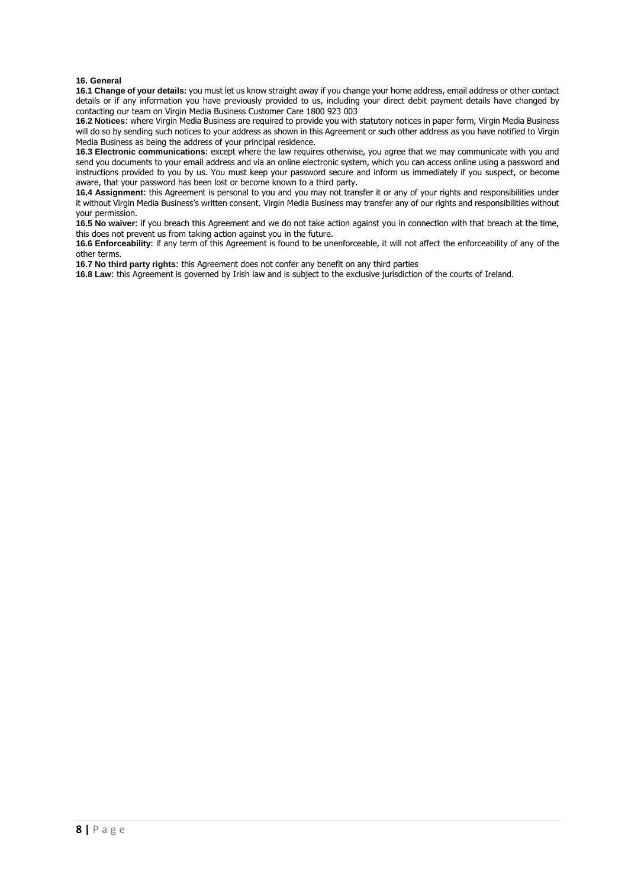### 16. General

**16.1 Change of your details:** you must let us know straight away if you change your home address, email address or other contact details or if any information you have previously provided to us, including your direct debit payment details have changed by contacting our team on Virgin Media Business Customer Care 1800 923 003

**16.2 Notices**: where Virgin Media Business are required to provide you with statutory notices in paper form, Virgin Media Business will do so by sending such notices to your address as shown in this Agreement or such other address as you have notified to Virgin Media Business as being the address of your principal residence.

**16.3 Electronic communications**: except where the law requires otherwise, you agree that we may communicate with you and send you documents to your email address and via an online electronic system, which you can access online using a password and instructions provided to you by us. You must keep your password secure and inform us immediately if you suspect, or become aware, that your password has been lost or become known to a third party.

**16.4 Assignment**: this Agreement is personal to you and you may not transfer it or any of your rights and responsibilities under it without Virgin Media Business's written consent. Virgin Media Business may transfer any of our rights and responsibilities without your permission.

**16.5 No waiver**: if you breach this Agreement and we do not take action against you in connection with that breach at the time, this does not prevent us from taking action against you in the future.

**16.6 Enforceability**: if any term of this Agreement is found to be unenforceable, it will not affect the enforceability of any of the other terms.

**16.7 No third party rights**: this Agreement does not confer any benefit on any third parties

**16.8 Law**: this Agreement is governed by Irish law and is subject to the exclusive jurisdiction of the courts of Ireland.